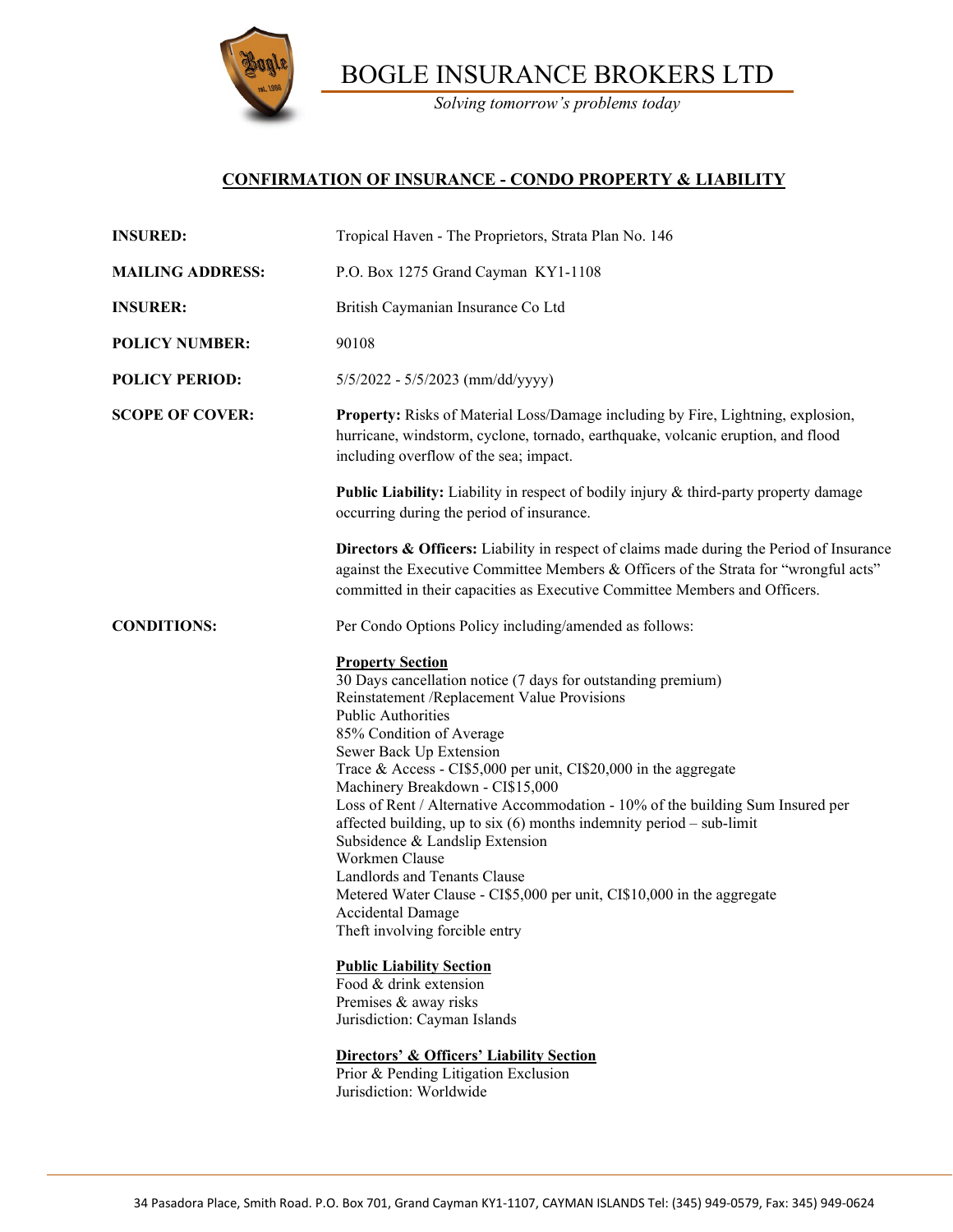# BOGLE INSURANCE BROKERS LTD

*Solving tomorrow's problems today*

## CONFIRMATION OF INSURANCE - CONDO PROPERTY & LIABILITY

**INSURED:** Tropical Haven - The Proprietors, Strata Plan No. 146

**MAILING ADDRESS:** P.O. Box 1275 Grand Cayman KY1-1108

**INSURER:** British Caymanian Insurance Co Ltd

**POLICY NUMBER:** 90108

**POLICY PERIOD:** 5/5/2022 - 5/5/2023 (mm/dd/yyyy)

**SCOPE OF COVER:**

**Property:** Risks of Material Loss/Damage including by Fire, Lightning, explosion, hurricane, windstorm, cyclone, tornado, earthquake, volcanic eruption, and flood including overflow of the sea; impact.

**Public Liability:** Liability in respect of bodily injury & third-party property damage occurring during the period of insurance.

**Directors & Officers:** Liability in respect of claims made during the Period of Insurance against the Executive Committee Members & Officers of the Strata for "wrongful acts" committed in their capacities as Executive Committee Members and Officers.

**CONDITIONS:** Per Condo Options Policy including/amended as follows:

**Property Section**

30 Days cancellation notice (7 days for outstanding premium)
Reinstatement /Replacement Value Provisions
Public Authorities
85% Condition of Average
Sewer Back Up Extension
Trace & Access - CI$5,000 per unit, CI$20,000 in the aggregate
Machinery Breakdown - CI$15,000
Loss of Rent / Alternative Accommodation - 10% of the building Sum Insured per affected building, up to six (6) months indemnity period – sub-limit
Subsidence & Landslip Extension
Workmen Clause
Landlords and Tenants Clause
Metered Water Clause - CI$5,000 per unit, CI$10,000 in the aggregate
Accidental Damage
Theft involving forcible entry

**Public Liability Section**

Food & drink extension
Premises & away risks
Jurisdiction: Cayman Islands

**Directors' & Officers' Liability Section**

Prior & Pending Litigation Exclusion
Jurisdiction: Worldwide

34 Pasadora Place, Smith Road. P.O. Box 701, Grand Cayman KY1-1107, CAYMAN ISLANDS Tel: (345) 949-0579, Fax: 345) 949-0624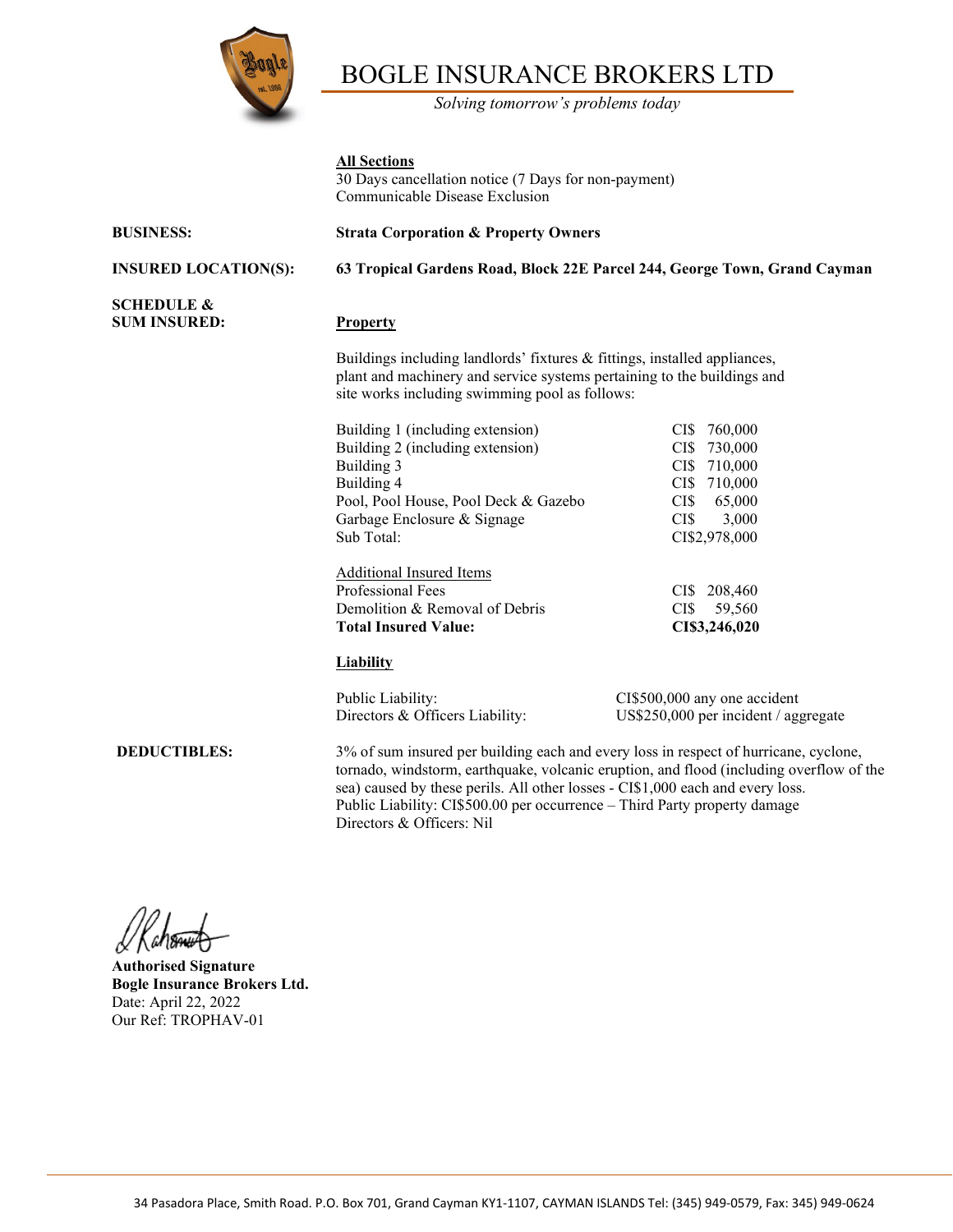# BOGLE INSURANCE BROKERS LTD

*Solving tomorrow's problems today*

**All Sections**

30 Days cancellation notice (7 Days for non-payment)
Communicable Disease Exclusion

**BUSINESS:** **Strata Corporation & Property Owners**

**INSURED LOCATION(S):** **63 Tropical Gardens Road, Block 22E Parcel 244, George Town, Grand Cayman**

**SCHEDULE & SUM INSURED:**

**Property**

Buildings including landlords' fixtures & fittings, installed appliances, plant and machinery and service systems pertaining to the buildings and site works including swimming pool as follows:

| | |
|---|---|
| Building 1 (including extension) | CI$ 760,000 |
| Building 2 (including extension) | CI$ 730,000 |
| Building 3 | CI$ 710,000 |
| Building 4 | CI$ 710,000 |
| Pool, Pool House, Pool Deck & Gazebo | CI$ 65,000 |
| Garbage Enclosure & Signage | CI$ 3,000 |
| Sub Total: | CI$2,978,000 |

| | |
|---|---|
| Additional Insured Items | |
| Professional Fees | CI$ 208,460 |
| Demolition & Removal of Debris | CI$ 59,560 |
| **Total Insured Value:** | **CI$3,246,020** |

**Liability**

| | |
|---|---|
| Public Liability: | CI$500,000 any one accident |
| Directors & Officers Liability: | US$250,000 per incident / aggregate |

**DEDUCTIBLES:**

3% of sum insured per building each and every loss in respect of hurricane, cyclone, tornado, windstorm, earthquake, volcanic eruption, and flood (including overflow of the sea) caused by these perils. All other losses - CI$1,000 each and every loss.
Public Liability: CI$500.00 per occurrence – Third Party property damage
Directors & Officers: Nil

**Authorised Signature**
**Bogle Insurance Brokers Ltd.**
Date: April 22, 2022
Our Ref: TROPHAV-01

34 Pasadora Place, Smith Road. P.O. Box 701, Grand Cayman KY1-1107, CAYMAN ISLANDS Tel: (345) 949-0579, Fax: 345) 949-0624